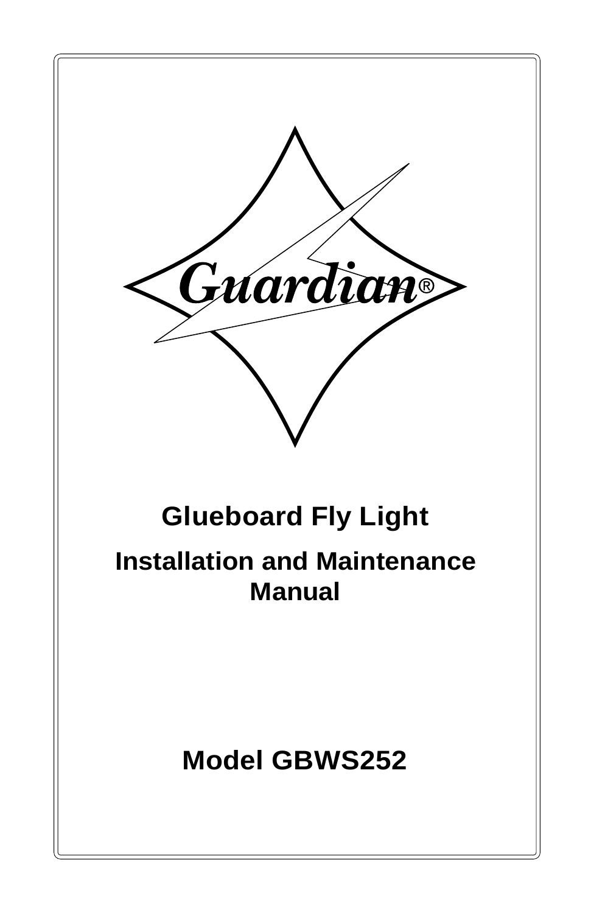Guardian®

# Glueboard Fly Light

## Installation and Maintenance Manual

## Model GBWS252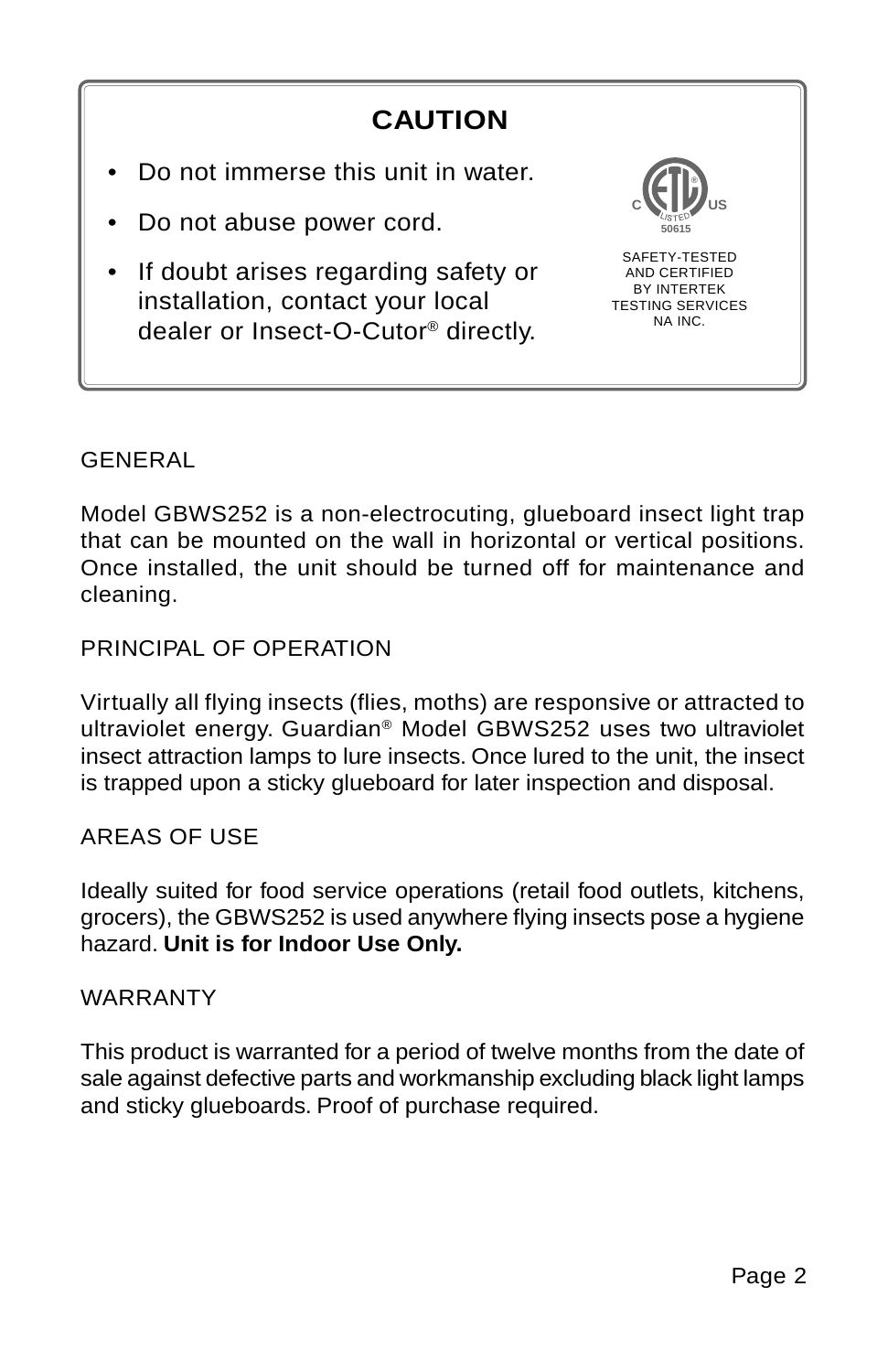## CAUTION

- Do not immerse this unit in water.
- Do not abuse power cord.
- If doubt arises regarding safety or installation, contact your local dealer or Insect-O-Cutor® directly.

C ETL US LISTED 50615

SAFETY-TESTED AND CERTIFIED BY INTERTEK TESTING SERVICES NA INC.

## GENERAL

Model GBWS252 is a non-electrocuting, glueboard insect light trap that can be mounted on the wall in horizontal or vertical positions. Once installed, the unit should be turned off for maintenance and cleaning.

## PRINCIPAL OF OPERATION

Virtually all flying insects (flies, moths) are responsive or attracted to ultraviolet energy. Guardian® Model GBWS252 uses two ultraviolet insect attraction lamps to lure insects. Once lured to the unit, the insect is trapped upon a sticky glueboard for later inspection and disposal.

## AREAS OF USE

Ideally suited for food service operations (retail food outlets, kitchens, grocers), the GBWS252 is used anywhere flying insects pose a hygiene hazard. **Unit is for Indoor Use Only.**

## WARRANTY

This product is warranted for a period of twelve months from the date of sale against defective parts and workmanship excluding black light lamps and sticky glueboards. Proof of purchase required.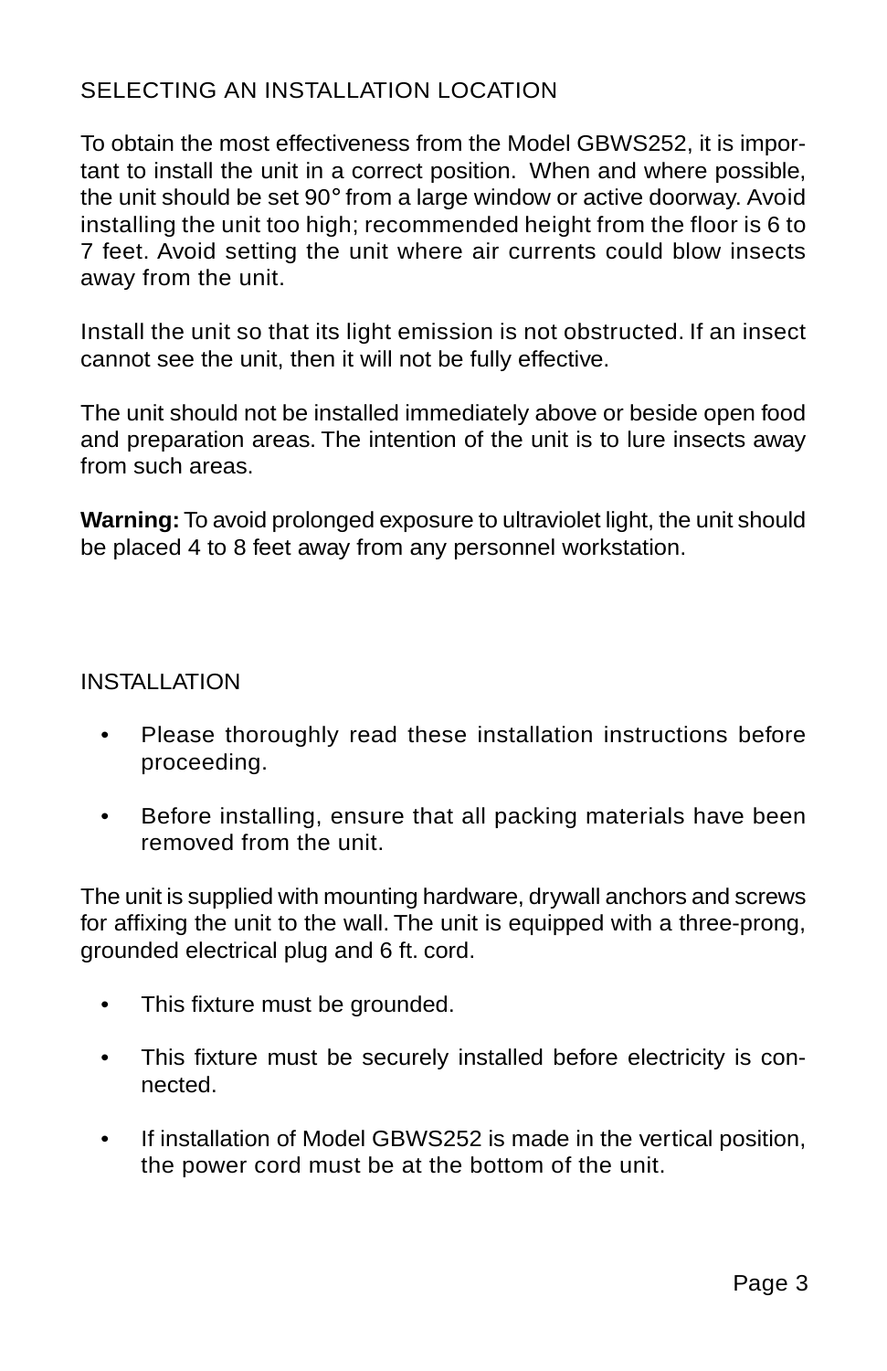## SELECTING AN INSTALLATION LOCATION

To obtain the most effectiveness from the Model GBWS252, it is important to install the unit in a correct position. When and where possible, the unit should be set 90° from a large window or active doorway. Avoid installing the unit too high; recommended height from the floor is 6 to 7 feet. Avoid setting the unit where air currents could blow insects away from the unit.

Install the unit so that its light emission is not obstructed. If an insect cannot see the unit, then it will not be fully effective.

The unit should not be installed immediately above or beside open food and preparation areas. The intention of the unit is to lure insects away from such areas.

**Warning:** To avoid prolonged exposure to ultraviolet light, the unit should be placed 4 to 8 feet away from any personnel workstation.

## INSTALLATION

- Please thoroughly read these installation instructions before proceeding.
- Before installing, ensure that all packing materials have been removed from the unit.

The unit is supplied with mounting hardware, drywall anchors and screws for affixing the unit to the wall. The unit is equipped with a three-prong, grounded electrical plug and 6 ft. cord.

- This fixture must be grounded.
- This fixture must be securely installed before electricity is connected.
- If installation of Model GBWS252 is made in the vertical position, the power cord must be at the bottom of the unit.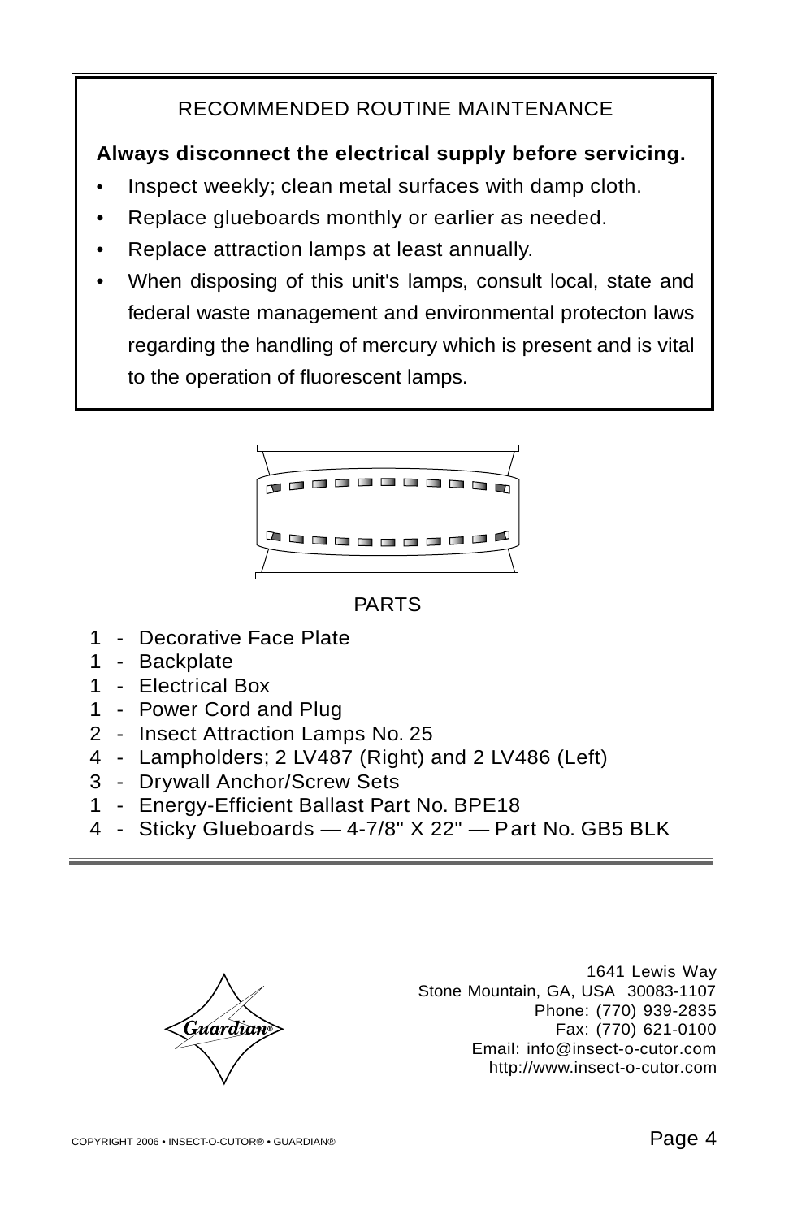## RECOMMENDED ROUTINE MAINTENANCE

**Always disconnect the electrical supply before servicing.**

- Inspect weekly; clean metal surfaces with damp cloth.
- Replace glueboards monthly or earlier as needed.
- Replace attraction lamps at least annually.
- When disposing of this unit's lamps, consult local, state and federal waste management and environmental protecton laws regarding the handling of mercury which is present and is vital to the operation of fluorescent lamps.

## PARTS

1 - Decorative Face Plate
1 - Backplate
1 - Electrical Box
1 - Power Cord and Plug
2 - Insect Attraction Lamps No. 25
4 - Lampholders; 2 LV487 (Right) and 2 LV486 (Left)
3 - Drywall Anchor/Screw Sets
1 - Energy-Efficient Ballast Part No. BPE18
4 - Sticky Glueboards — 4-7/8" X 22" — Part No. GB5 BLK

Guardian®

1641 Lewis Way
Stone Mountain, GA, USA 30083-1107
Phone: (770) 939-2835
Fax: (770) 621-0100
Email: info@insect-o-cutor.com
http://www.insect-o-cutor.com

COPYRIGHT 2006 • INSECT-O-CUTOR® • GUARDIAN®